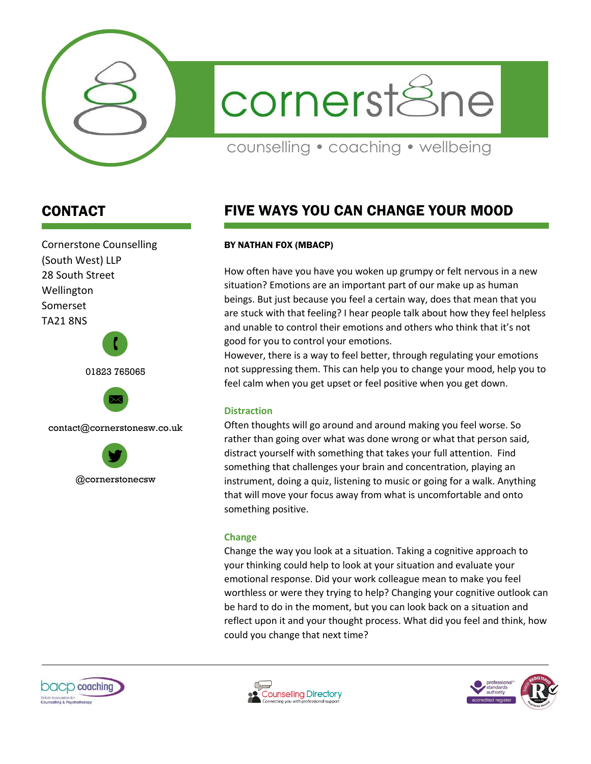cornerstone

counselling • coaching • wellbeing

## CONTACT

Cornerstone Counselling (South West) LLP
28 South Street
Wellington
Somerset
TA21 8NS

01823 765065

contact@cornerstonesw.co.uk

@cornerstonecsw

# FIVE WAYS YOU CAN CHANGE YOUR MOOD

**BY NATHAN FOX (MBACP)**

How often have you have you woken up grumpy or felt nervous in a new situation? Emotions are an important part of our make up as human beings. But just because you feel a certain way, does that mean that you are stuck with that feeling? I hear people talk about how they feel helpless and unable to control their emotions and others who think that it's not good for you to control your emotions.

However, there is a way to feel better, through regulating your emotions not suppressing them. This can help you to change your mood, help you to feel calm when you get upset or feel positive when you get down.

### Distraction

Often thoughts will go around and around making you feel worse. So rather than going over what was done wrong or what that person said, distract yourself with something that takes your full attention. Find something that challenges your brain and concentration, playing an instrument, doing a quiz, listening to music or going for a walk. Anything that will move your focus away from what is uncomfortable and onto something positive.

### Change

Change the way you look at a situation. Taking a cognitive approach to your thinking could help to look at your situation and evaluate your emotional response. Did your work colleague mean to make you feel worthless or were they trying to help? Changing your cognitive outlook can be hard to do in the moment, but you can look back on a situation and reflect upon it and your thought process. What did you feel and think, how could you change that next time?

bacp coaching – British Association for Counselling & Psychotherapy

Counselling Directory – Connecting you with professional support

professional standards authority – accredited register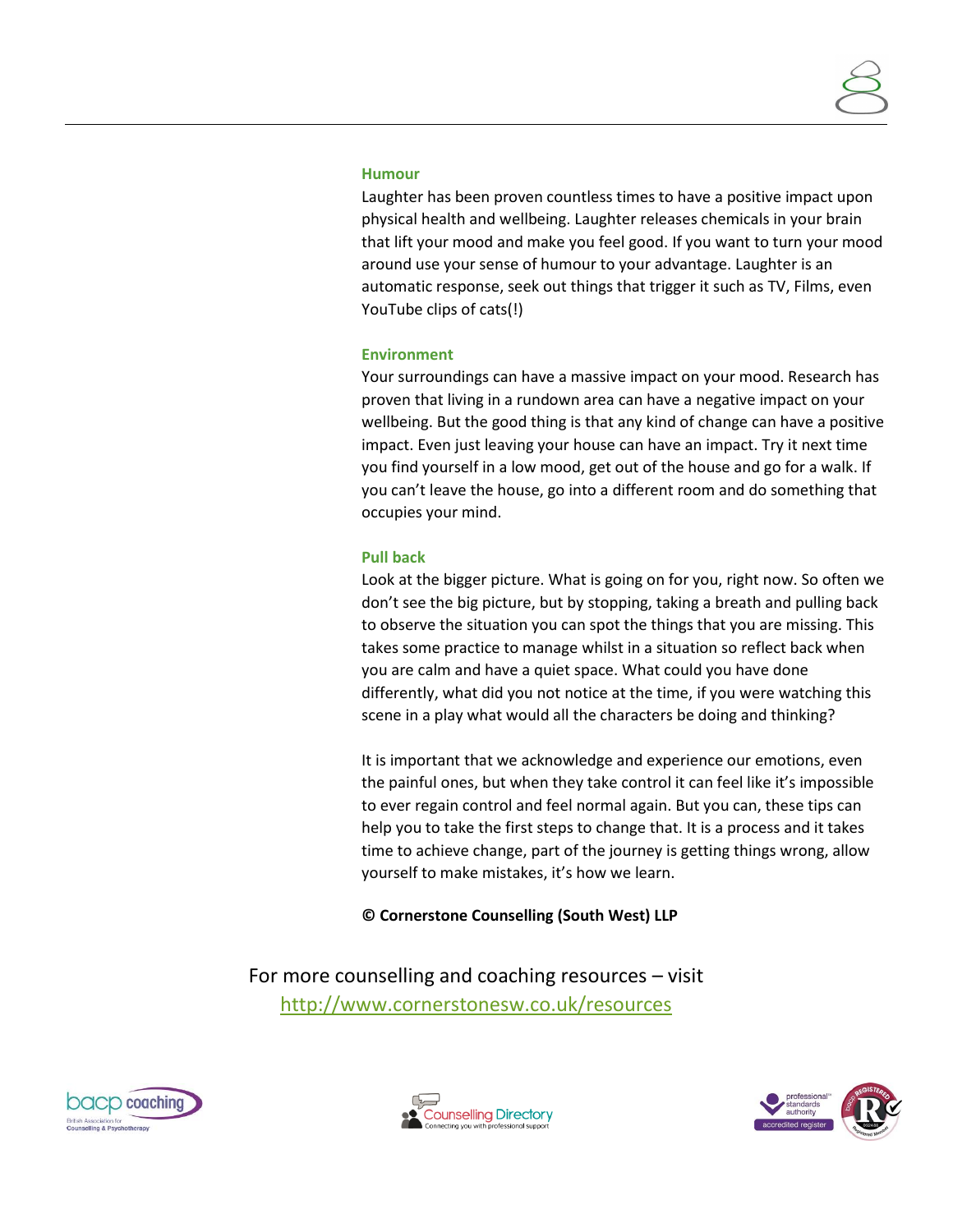### Humour

Laughter has been proven countless times to have a positive impact upon physical health and wellbeing. Laughter releases chemicals in your brain that lift your mood and make you feel good. If you want to turn your mood around use your sense of humour to your advantage. Laughter is an automatic response, seek out things that trigger it such as TV, Films, even YouTube clips of cats(!)

### Environment

Your surroundings can have a massive impact on your mood. Research has proven that living in a rundown area can have a negative impact on your wellbeing. But the good thing is that any kind of change can have a positive impact. Even just leaving your house can have an impact. Try it next time you find yourself in a low mood, get out of the house and go for a walk. If you can't leave the house, go into a different room and do something that occupies your mind.

### Pull back

Look at the bigger picture. What is going on for you, right now. So often we don't see the big picture, but by stopping, taking a breath and pulling back to observe the situation you can spot the things that you are missing. This takes some practice to manage whilst in a situation so reflect back when you are calm and have a quiet space. What could you have done differently, what did you not notice at the time, if you were watching this scene in a play what would all the characters be doing and thinking?

It is important that we acknowledge and experience our emotions, even the painful ones, but when they take control it can feel like it's impossible to ever regain control and feel normal again. But you can, these tips can help you to take the first steps to change that. It is a process and it takes time to achieve change, part of the journey is getting things wrong, allow yourself to make mistakes, it's how we learn.

**© Cornerstone Counselling (South West) LLP**

For more counselling and coaching resources – visit
[http://www.cornerstonesw.co.uk/resources](http://www.cornerstonesw.co.uk/resources)